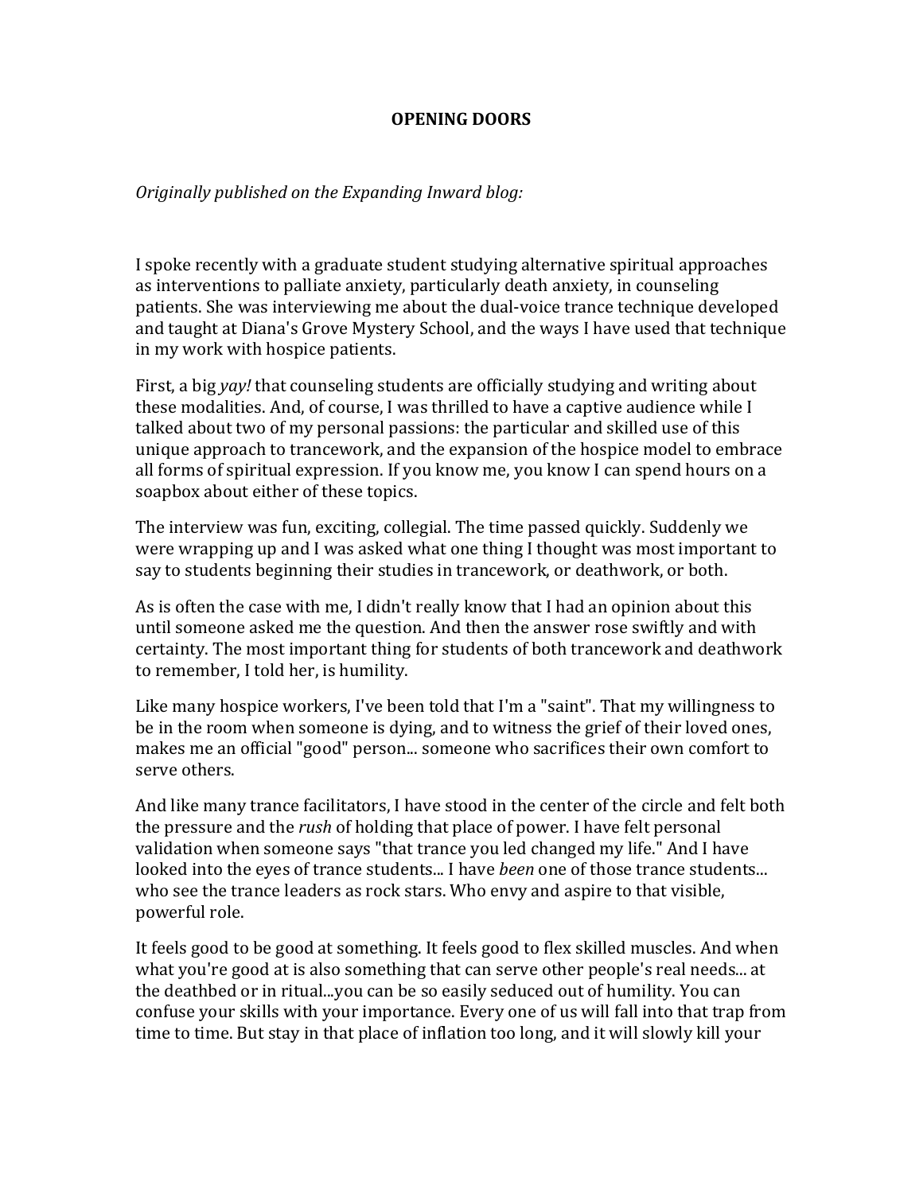# OPENING DOORS

*Originally published on the Expanding Inward blog:*

I spoke recently with a graduate student studying alternative spiritual approaches as interventions to palliate anxiety, particularly death anxiety, in counseling patients. She was interviewing me about the dual-voice trance technique developed and taught at Diana's Grove Mystery School, and the ways I have used that technique in my work with hospice patients.

First, a big *yay!* that counseling students are officially studying and writing about these modalities. And, of course, I was thrilled to have a captive audience while I talked about two of my personal passions: the particular and skilled use of this unique approach to trancework, and the expansion of the hospice model to embrace all forms of spiritual expression. If you know me, you know I can spend hours on a soapbox about either of these topics.

The interview was fun, exciting, collegial. The time passed quickly. Suddenly we were wrapping up and I was asked what one thing I thought was most important to say to students beginning their studies in trancework, or deathwork, or both.

As is often the case with me, I didn't really know that I had an opinion about this until someone asked me the question. And then the answer rose swiftly and with certainty. The most important thing for students of both trancework and deathwork to remember, I told her, is humility.

Like many hospice workers, I've been told that I'm a "saint". That my willingness to be in the room when someone is dying, and to witness the grief of their loved ones, makes me an official "good" person... someone who sacrifices their own comfort to serve others.

And like many trance facilitators, I have stood in the center of the circle and felt both the pressure and the *rush* of holding that place of power. I have felt personal validation when someone says "that trance you led changed my life." And I have looked into the eyes of trance students... I have *been* one of those trance students... who see the trance leaders as rock stars. Who envy and aspire to that visible, powerful role.

It feels good to be good at something. It feels good to flex skilled muscles. And when what you're good at is also something that can serve other people's real needs... at the deathbed or in ritual...you can be so easily seduced out of humility. You can confuse your skills with your importance. Every one of us will fall into that trap from time to time. But stay in that place of inflation too long, and it will slowly kill your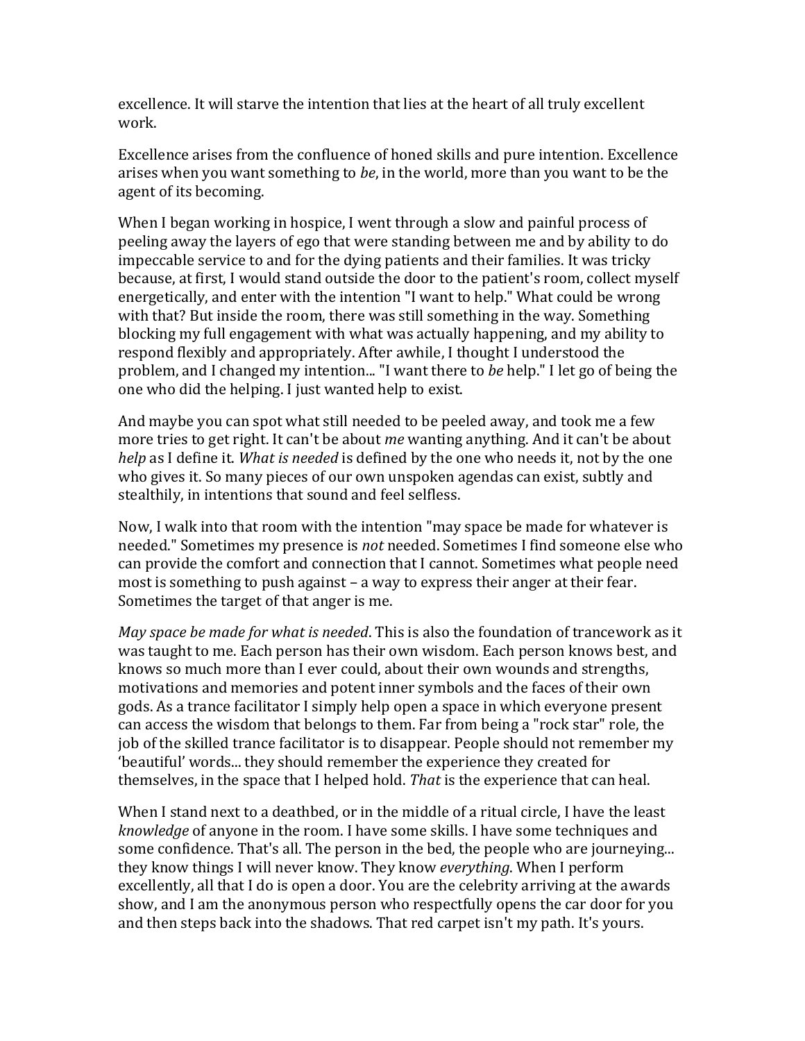excellence. It will starve the intention that lies at the heart of all truly excellent work.

Excellence arises from the confluence of honed skills and pure intention. Excellence arises when you want something to *be*, in the world, more than you want to be the agent of its becoming.

When I began working in hospice, I went through a slow and painful process of peeling away the layers of ego that were standing between me and by ability to do impeccable service to and for the dying patients and their families. It was tricky because, at first, I would stand outside the door to the patient's room, collect myself energetically, and enter with the intention "I want to help." What could be wrong with that? But inside the room, there was still something in the way. Something blocking my full engagement with what was actually happening, and my ability to respond flexibly and appropriately. After awhile, I thought I understood the problem, and I changed my intention... "I want there to *be* help." I let go of being the one who did the helping. I just wanted help to exist.

And maybe you can spot what still needed to be peeled away, and took me a few more tries to get right. It can't be about *me* wanting anything. And it can't be about *help* as I define it. *What is needed* is defined by the one who needs it, not by the one who gives it. So many pieces of our own unspoken agendas can exist, subtly and stealthily, in intentions that sound and feel selfless.

Now, I walk into that room with the intention "may space be made for whatever is needed." Sometimes my presence is *not* needed. Sometimes I find someone else who can provide the comfort and connection that I cannot. Sometimes what people need most is something to push against – a way to express their anger at their fear. Sometimes the target of that anger is me.

*May space be made for what is needed*. This is also the foundation of trancework as it was taught to me. Each person has their own wisdom. Each person knows best, and knows so much more than I ever could, about their own wounds and strengths, motivations and memories and potent inner symbols and the faces of their own gods. As a trance facilitator I simply help open a space in which everyone present can access the wisdom that belongs to them. Far from being a "rock star" role, the job of the skilled trance facilitator is to disappear. People should not remember my 'beautiful' words... they should remember the experience they created for themselves, in the space that I helped hold. *That* is the experience that can heal.

When I stand next to a deathbed, or in the middle of a ritual circle, I have the least *knowledge* of anyone in the room. I have some skills. I have some techniques and some confidence. That's all. The person in the bed, the people who are journeying... they know things I will never know. They know *everything*. When I perform excellently, all that I do is open a door. You are the celebrity arriving at the awards show, and I am the anonymous person who respectfully opens the car door for you and then steps back into the shadows. That red carpet isn't my path. It's yours.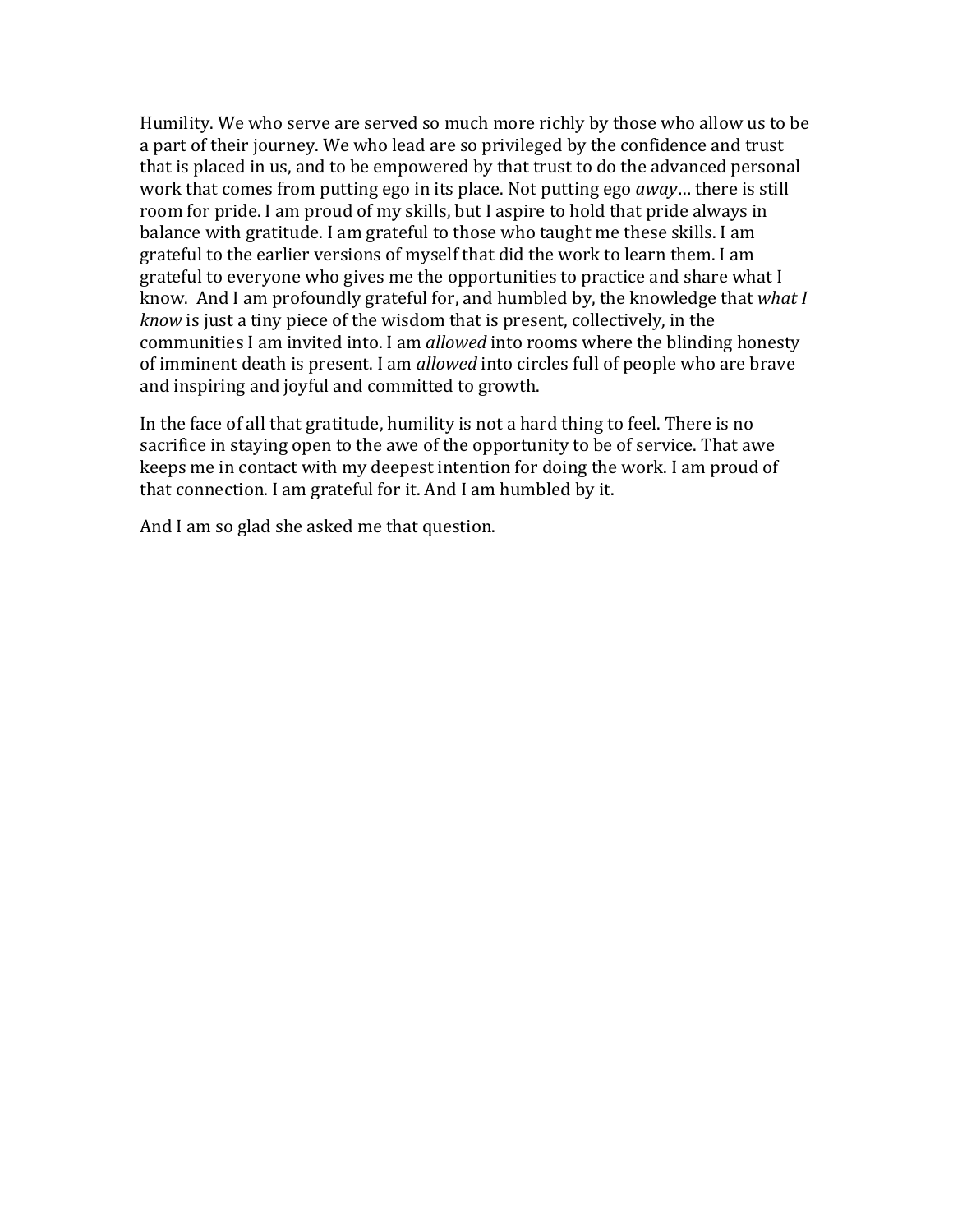Humility. We who serve are served so much more richly by those who allow us to be a part of their journey. We who lead are so privileged by the confidence and trust that is placed in us, and to be empowered by that trust to do the advanced personal work that comes from putting ego in its place. Not putting ego *away*… there is still room for pride. I am proud of my skills, but I aspire to hold that pride always in balance with gratitude. I am grateful to those who taught me these skills. I am grateful to the earlier versions of myself that did the work to learn them. I am grateful to everyone who gives me the opportunities to practice and share what I know. And I am profoundly grateful for, and humbled by, the knowledge that *what I know* is just a tiny piece of the wisdom that is present, collectively, in the communities I am invited into. I am *allowed* into rooms where the blinding honesty of imminent death is present. I am *allowed* into circles full of people who are brave and inspiring and joyful and committed to growth.

In the face of all that gratitude, humility is not a hard thing to feel. There is no sacrifice in staying open to the awe of the opportunity to be of service. That awe keeps me in contact with my deepest intention for doing the work. I am proud of that connection. I am grateful for it. And I am humbled by it.

And I am so glad she asked me that question.